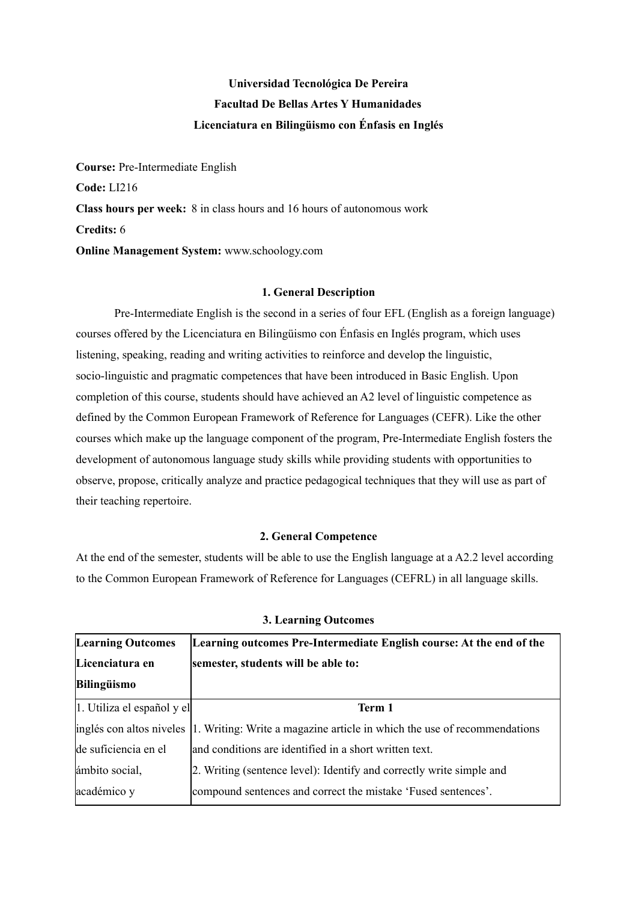**Universidad Tecnológica De Pereira**
**Facultad De Bellas Artes Y Humanidades**
**Licenciatura en Bilingüismo con Énfasis en Inglés**

**Course:** Pre-Intermediate English
**Code:** LI216
**Class hours per week:** 8 in class hours and 16 hours of autonomous work
**Credits:** 6
**Online Management System:** www.schoology.com

## 1. General Description

Pre-Intermediate English is the second in a series of four EFL (English as a foreign language) courses offered by the Licenciatura en Bilingüismo con Énfasis en Inglés program, which uses listening, speaking, reading and writing activities to reinforce and develop the linguistic, socio-linguistic and pragmatic competences that have been introduced in Basic English. Upon completion of this course, students should have achieved an A2 level of linguistic competence as defined by the Common European Framework of Reference for Languages (CEFR). Like the other courses which make up the language component of the program, Pre-Intermediate English fosters the development of autonomous language study skills while providing students with opportunities to observe, propose, critically analyze and practice pedagogical techniques that they will use as part of their teaching repertoire.

## 2. General Competence

At the end of the semester, students will be able to use the English language at a A2.2 level according to the Common European Framework of Reference for Languages (CEFRL) in all language skills.

## 3. Learning Outcomes

| Learning Outcomes Licenciatura en Bilingüismo | Learning outcomes Pre-Intermediate English course: At the end of the semester, students will be able to: |
|---|---|
| 1. Utiliza el español y el inglés con altos niveles de suficiencia en el ámbito social, académico y | **Term 1**<br>1. Writing: Write a magazine article in which the use of recommendations and conditions are identified in a short written text.<br>2. Writing (sentence level): Identify and correctly write simple and compound sentences and correct the mistake 'Fused sentences'. |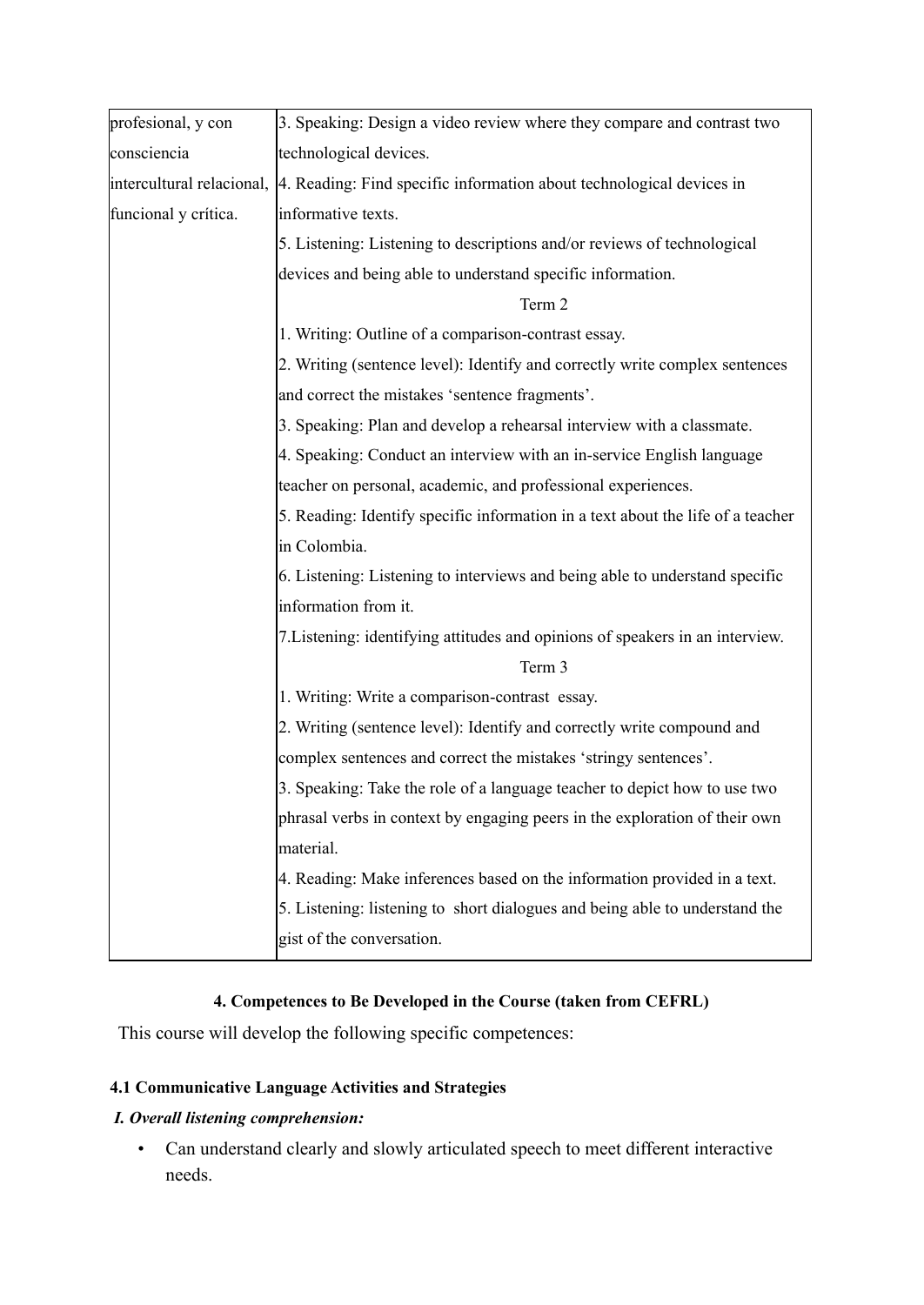| | |
|---|---|
| profesional, y con consciencia intercultural relacional, funcional y crítica. | 3. Speaking: Design a video review where they compare and contrast two technological devices.<br>4. Reading: Find specific information about technological devices in informative texts.<br>5. Listening: Listening to descriptions and/or reviews of technological devices and being able to understand specific information.<br>Term 2<br>1. Writing: Outline of a comparison-contrast essay.<br>2. Writing (sentence level): Identify and correctly write complex sentences and correct the mistakes 'sentence fragments'.<br>3. Speaking: Plan and develop a rehearsal interview with a classmate.<br>4. Speaking: Conduct an interview with an in-service English language teacher on personal, academic, and professional experiences.<br>5. Reading: Identify specific information in a text about the life of a teacher in Colombia.<br>6. Listening: Listening to interviews and being able to understand specific information from it.<br>7.Listening: identifying attitudes and opinions of speakers in an interview.<br>Term 3<br>1. Writing: Write a comparison-contrast essay.<br>2. Writing (sentence level): Identify and correctly write compound and complex sentences and correct the mistakes 'stringy sentences'.<br>3. Speaking: Take the role of a language teacher to depict how to use two phrasal verbs in context by engaging peers in the exploration of their own material.<br>4. Reading: Make inferences based on the information provided in a text.<br>5. Listening: listening to short dialogues and being able to understand the gist of the conversation. |

**4. Competences to Be Developed in the Course (taken from CEFRL)**

This course will develop the following specific competences:

**4.1 Communicative Language Activities and Strategies**

***I. Overall listening comprehension:***

- Can understand clearly and slowly articulated speech to meet different interactive needs.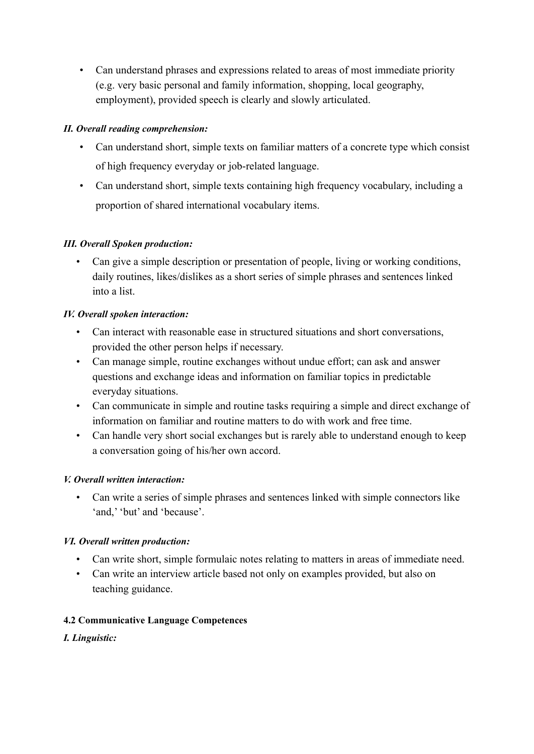- Can understand phrases and expressions related to areas of most immediate priority (e.g. very basic personal and family information, shopping, local geography, employment), provided speech is clearly and slowly articulated.

***II. Overall reading comprehension:***

- Can understand short, simple texts on familiar matters of a concrete type which consist of high frequency everyday or job-related language.
- Can understand short, simple texts containing high frequency vocabulary, including a proportion of shared international vocabulary items.

***III. Overall Spoken production:***

- Can give a simple description or presentation of people, living or working conditions, daily routines, likes/dislikes as a short series of simple phrases and sentences linked into a list.

***IV. Overall spoken interaction:***

- Can interact with reasonable ease in structured situations and short conversations, provided the other person helps if necessary.
- Can manage simple, routine exchanges without undue effort; can ask and answer questions and exchange ideas and information on familiar topics in predictable everyday situations.
- Can communicate in simple and routine tasks requiring a simple and direct exchange of information on familiar and routine matters to do with work and free time.
- Can handle very short social exchanges but is rarely able to understand enough to keep a conversation going of his/her own accord.

***V. Overall written interaction:***

- Can write a series of simple phrases and sentences linked with simple connectors like 'and,' 'but' and 'because'.

***VI. Overall written production:***

- Can write short, simple formulaic notes relating to matters in areas of immediate need.
- Can write an interview article based not only on examples provided, but also on teaching guidance.

**4.2 Communicative Language Competences**

***I. Linguistic:***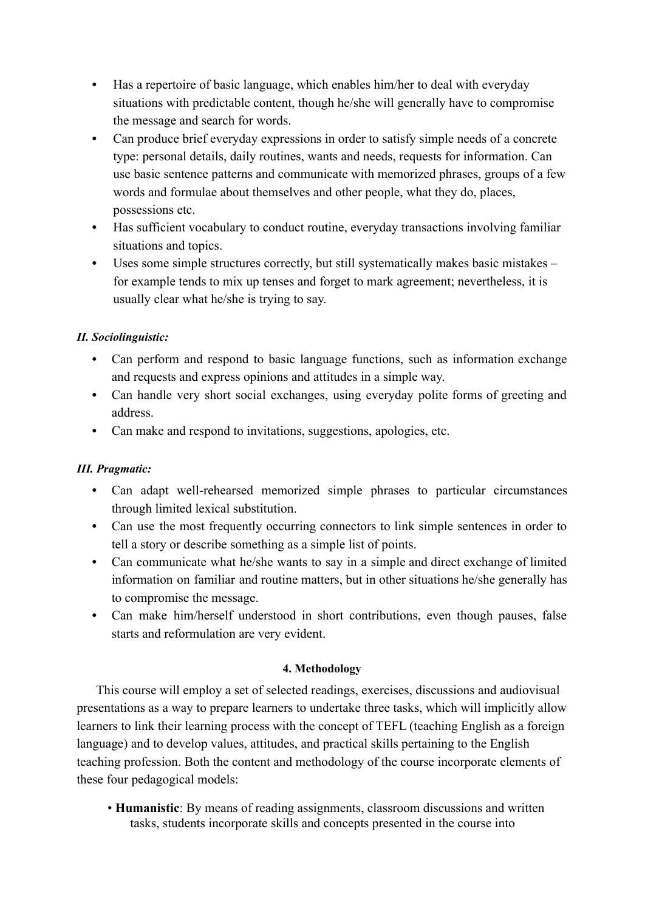- Has a repertoire of basic language, which enables him/her to deal with everyday situations with predictable content, though he/she will generally have to compromise the message and search for words.
- Can produce brief everyday expressions in order to satisfy simple needs of a concrete type: personal details, daily routines, wants and needs, requests for information. Can use basic sentence patterns and communicate with memorized phrases, groups of a few words and formulae about themselves and other people, what they do, places, possessions etc.
- Has sufficient vocabulary to conduct routine, everyday transactions involving familiar situations and topics.
- Uses some simple structures correctly, but still systematically makes basic mistakes – for example tends to mix up tenses and forget to mark agreement; nevertheless, it is usually clear what he/she is trying to say.

***II. Sociolinguistic:***

- Can perform and respond to basic language functions, such as information exchange and requests and express opinions and attitudes in a simple way.
- Can handle very short social exchanges, using everyday polite forms of greeting and address.
- Can make and respond to invitations, suggestions, apologies, etc.

***III. Pragmatic:***

- Can adapt well-rehearsed memorized simple phrases to particular circumstances through limited lexical substitution.
- Can use the most frequently occurring connectors to link simple sentences in order to tell a story or describe something as a simple list of points.
- Can communicate what he/she wants to say in a simple and direct exchange of limited information on familiar and routine matters, but in other situations he/she generally has to compromise the message.
- Can make him/herself understood in short contributions, even though pauses, false starts and reformulation are very evident.

**4. Methodology**

This course will employ a set of selected readings, exercises, discussions and audiovisual presentations as a way to prepare learners to undertake three tasks, which will implicitly allow learners to link their learning process with the concept of TEFL (teaching English as a foreign language) and to develop values, attitudes, and practical skills pertaining to the English teaching profession. Both the content and methodology of the course incorporate elements of these four pedagogical models:

- **Humanistic**: By means of reading assignments, classroom discussions and written tasks, students incorporate skills and concepts presented in the course into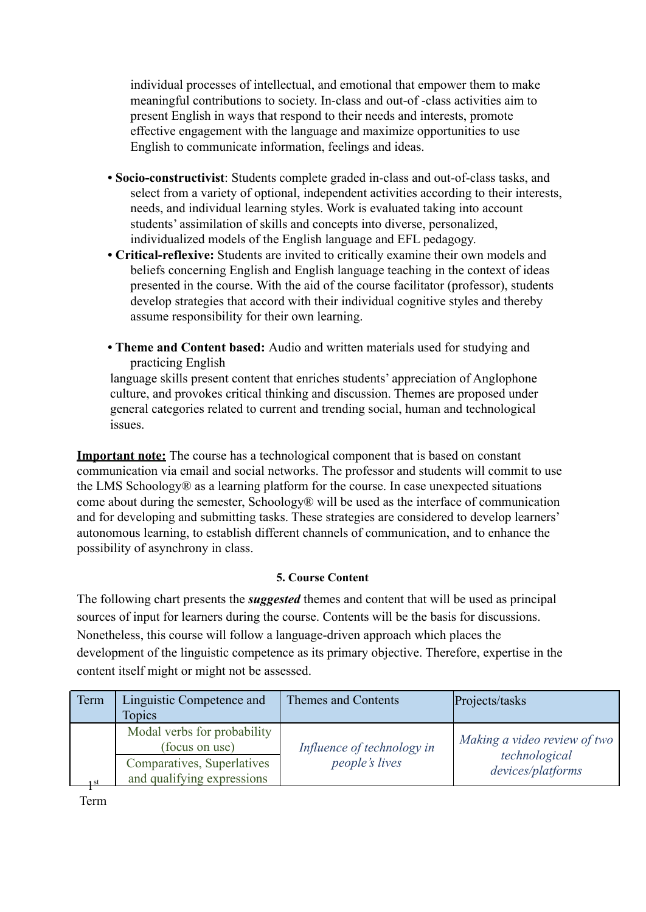individual processes of intellectual, and emotional that empower them to make meaningful contributions to society. In-class and out-of -class activities aim to present English in ways that respond to their needs and interests, promote effective engagement with the language and maximize opportunities to use English to communicate information, feelings and ideas.

- **Socio-constructivist**: Students complete graded in-class and out-of-class tasks, and select from a variety of optional, independent activities according to their interests, needs, and individual learning styles. Work is evaluated taking into account students' assimilation of skills and concepts into diverse, personalized, individualized models of the English language and EFL pedagogy.
- **Critical-reflexive:** Students are invited to critically examine their own models and beliefs concerning English and English language teaching in the context of ideas presented in the course. With the aid of the course facilitator (professor), students develop strategies that accord with their individual cognitive styles and thereby assume responsibility for their own learning.
- **Theme and Content based:** Audio and written materials used for studying and practicing English language skills present content that enriches students' appreciation of Anglophone culture, and provokes critical thinking and discussion. Themes are proposed under general categories related to current and trending social, human and technological issues.

**Important note:** The course has a technological component that is based on constant communication via email and social networks. The professor and students will commit to use the LMS Schoology® as a learning platform for the course. In case unexpected situations come about during the semester, Schoology® will be used as the interface of communication and for developing and submitting tasks. These strategies are considered to develop learners' autonomous learning, to establish different channels of communication, and to enhance the possibility of asynchrony in class.

## 5. Course Content

The following chart presents the ***suggested*** themes and content that will be used as principal sources of input for learners during the course. Contents will be the basis for discussions. Nonetheless, this course will follow a language-driven approach which places the development of the linguistic competence as its primary objective. Therefore, expertise in the content itself might or might not be assessed.

| Term | Linguistic Competence and Topics | Themes and Contents | Projects/tasks |
|---|---|---|---|
| 1st Term | Modal verbs for probability (focus on use) | *Influence of technology in people's lives* | *Making a video review of two technological devices/platforms* |
| | Comparatives, Superlatives and qualifying expressions | | |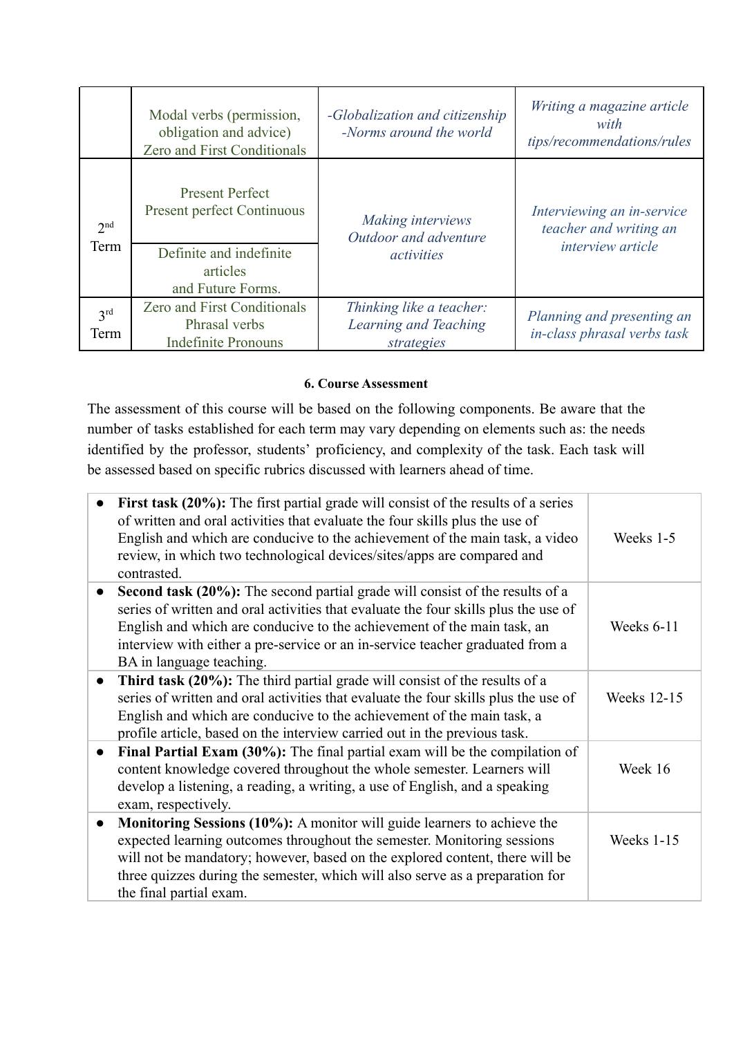| | | | |
|---|---|---|---|
| | Modal verbs (permission, obligation and advice)<br>Zero and First Conditionals | *-Globalization and citizenship*<br>*-Norms around the world* | *Writing a magazine article with tips/recommendations/rules* |
| 2nd Term | Present Perfect<br>Present perfect Continuous | *Making interviews*<br>*Outdoor and adventure activities* | *Interviewing an in-service teacher and writing an interview article* |
| | Definite and indefinite articles<br>and Future Forms. | | |
| 3rd Term | Zero and First Conditionals<br>Phrasal verbs<br>Indefinite Pronouns | *Thinking like a teacher: Learning and Teaching strategies* | *Planning and presenting an in-class phrasal verbs task* |

**6. Course Assessment**

The assessment of this course will be based on the following components. Be aware that the number of tasks established for each term may vary depending on elements such as: the needs identified by the professor, students' proficiency, and complexity of the task. Each task will be assessed based on specific rubrics discussed with learners ahead of time.

| | |
|---|---|
| • **First task (20%):** The first partial grade will consist of the results of a series of written and oral activities that evaluate the four skills plus the use of English and which are conducive to the achievement of the main task, a video review, in which two technological devices/sites/apps are compared and contrasted. | Weeks 1-5 |
| • **Second task (20%):** The second partial grade will consist of the results of a series of written and oral activities that evaluate the four skills plus the use of English and which are conducive to the achievement of the main task, an interview with either a pre-service or an in-service teacher graduated from a BA in language teaching. | Weeks 6-11 |
| • **Third task (20%):** The third partial grade will consist of the results of a series of written and oral activities that evaluate the four skills plus the use of English and which are conducive to the achievement of the main task, a profile article, based on the interview carried out in the previous task. | Weeks 12-15 |
| • **Final Partial Exam (30%):** The final partial exam will be the compilation of content knowledge covered throughout the whole semester. Learners will develop a listening, a reading, a writing, a use of English, and a speaking exam, respectively. | Week 16 |
| • **Monitoring Sessions (10%):** A monitor will guide learners to achieve the expected learning outcomes throughout the semester. Monitoring sessions will not be mandatory; however, based on the explored content, there will be three quizzes during the semester, which will also serve as a preparation for the final partial exam. | Weeks 1-15 |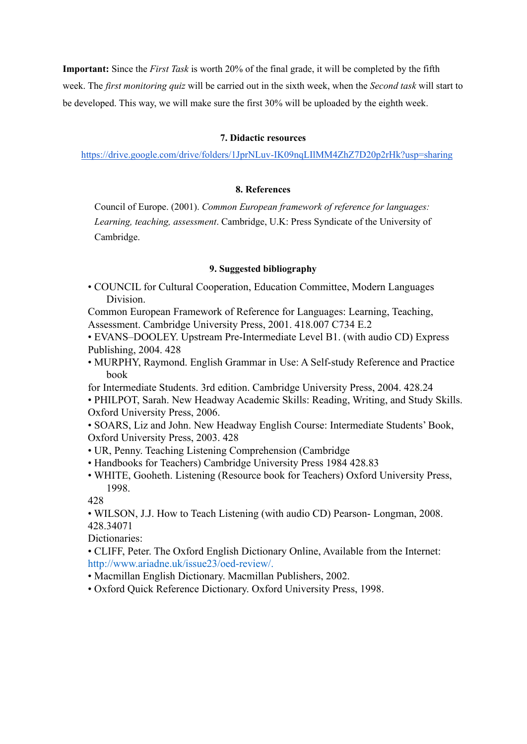**Important:** Since the *First Task* is worth 20% of the final grade, it will be completed by the fifth week. The *first monitoring quiz* will be carried out in the sixth week, when the *Second task* will start to be developed. This way, we will make sure the first 30% will be uploaded by the eighth week.

### 7. Didactic resources

https://drive.google.com/drive/folders/1JprNLuv-IK09nqLIlMM4ZhZ7D20p2rHk?usp=sharing

### 8. References

Council of Europe. (2001). *Common European framework of reference for languages: Learning, teaching, assessment*. Cambridge, U.K: Press Syndicate of the University of Cambridge.

### 9. Suggested bibliography

- COUNCIL for Cultural Cooperation, Education Committee, Modern Languages Division.
Common European Framework of Reference for Languages: Learning, Teaching, Assessment. Cambridge University Press, 2001. 418.007 C734 E.2
- EVANS–DOOLEY. Upstream Pre-Intermediate Level B1. (with audio CD) Express Publishing, 2004. 428
- MURPHY, Raymond. English Grammar in Use: A Self-study Reference and Practice book
for Intermediate Students. 3rd edition. Cambridge University Press, 2004. 428.24
- PHILPOT, Sarah. New Headway Academic Skills: Reading, Writing, and Study Skills. Oxford University Press, 2006.
- SOARS, Liz and John. New Headway English Course: Intermediate Students' Book, Oxford University Press, 2003. 428
- UR, Penny. Teaching Listening Comprehension (Cambridge
- Handbooks for Teachers) Cambridge University Press 1984 428.83
- WHITE, Gooheth. Listening (Resource book for Teachers) Oxford University Press, 1998.
428
- WILSON, J.J. How to Teach Listening (with audio CD) Pearson- Longman, 2008. 428.34071

Dictionaries:

- CLIFF, Peter. The Oxford English Dictionary Online, Available from the Internet: http://www.ariadne.uk/issue23/oed-review/.
- Macmillan English Dictionary. Macmillan Publishers, 2002.
- Oxford Quick Reference Dictionary. Oxford University Press, 1998.